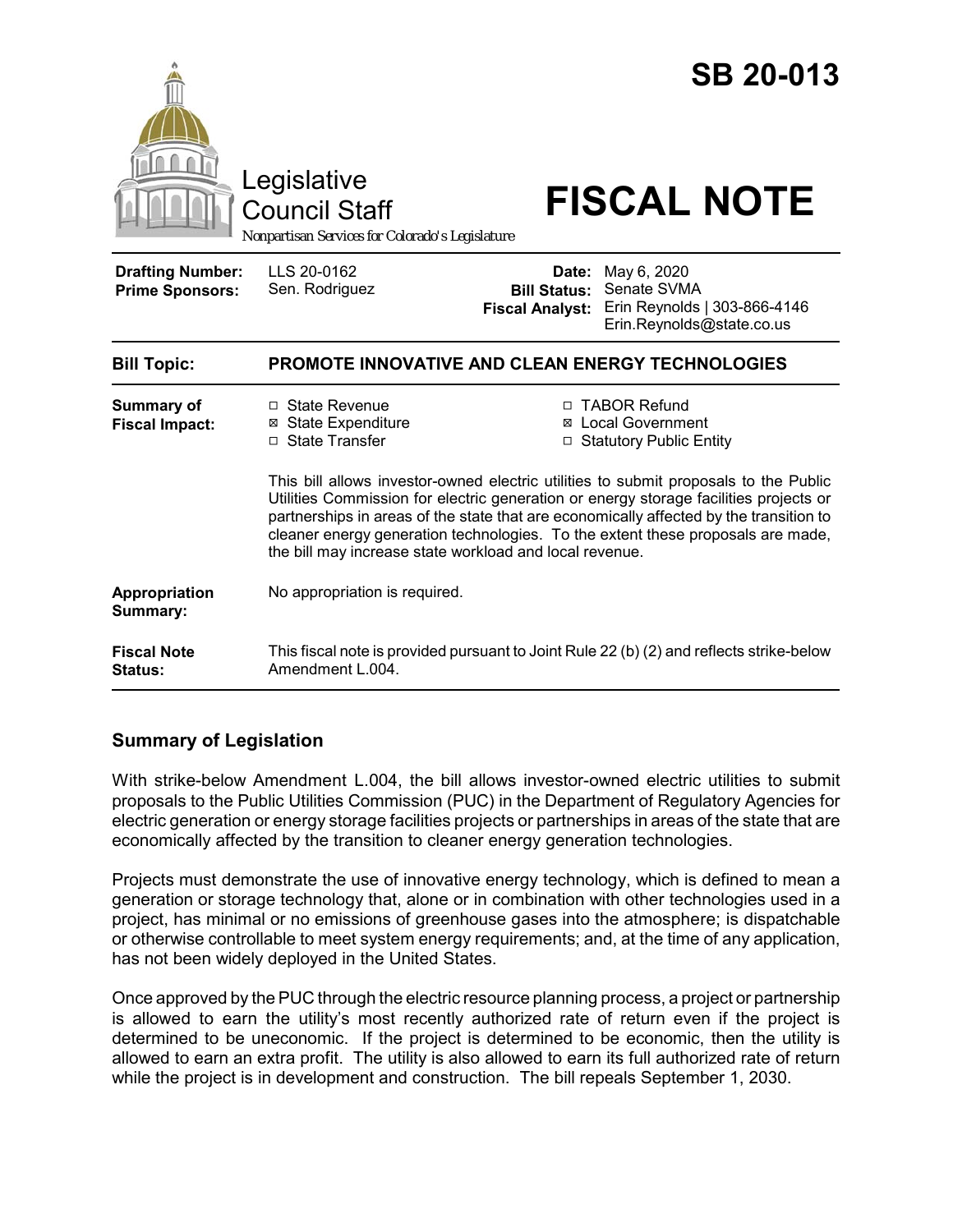# SB 20-013

Legislative Council Staff

*Nonpartisan Services for Colorado's Legislature*

# FISCAL NOTE

| | | | |
|---|---|---|---|
| **Drafting Number:** | LLS 20-0162 | **Date:** | May 6, 2020 |
| **Prime Sponsors:** | Sen. Rodriguez | **Bill Status:** | Senate SVMA |
| | | **Fiscal Analyst:** | Erin Reynolds \| 303-866-4146 Erin.Reynolds@state.co.us |

| | |
|---|---|
| **Bill Topic:** | **PROMOTE INNOVATIVE AND CLEAN ENERGY TECHNOLOGIES** |
| **Summary of Fiscal Impact:** | ☐ State Revenue ☒ State Expenditure ☐ State Transfer ☐ TABOR Refund ☒ Local Government ☐ Statutory Public Entity<br><br>This bill allows investor-owned electric utilities to submit proposals to the Public Utilities Commission for electric generation or energy storage facilities projects or partnerships in areas of the state that are economically affected by the transition to cleaner energy generation technologies. To the extent these proposals are made, the bill may increase state workload and local revenue. |
| **Appropriation Summary:** | No appropriation is required. |
| **Fiscal Note Status:** | This fiscal note is provided pursuant to Joint Rule 22 (b) (2) and reflects strike-below Amendment L.004. |

## Summary of Legislation

With strike-below Amendment L.004, the bill allows investor-owned electric utilities to submit proposals to the Public Utilities Commission (PUC) in the Department of Regulatory Agencies for electric generation or energy storage facilities projects or partnerships in areas of the state that are economically affected by the transition to cleaner energy generation technologies.

Projects must demonstrate the use of innovative energy technology, which is defined to mean a generation or storage technology that, alone or in combination with other technologies used in a project, has minimal or no emissions of greenhouse gases into the atmosphere; is dispatchable or otherwise controllable to meet system energy requirements; and, at the time of any application, has not been widely deployed in the United States.

Once approved by the PUC through the electric resource planning process, a project or partnership is allowed to earn the utility's most recently authorized rate of return even if the project is determined to be uneconomic. If the project is determined to be economic, then the utility is allowed to earn an extra profit. The utility is also allowed to earn its full authorized rate of return while the project is in development and construction. The bill repeals September 1, 2030.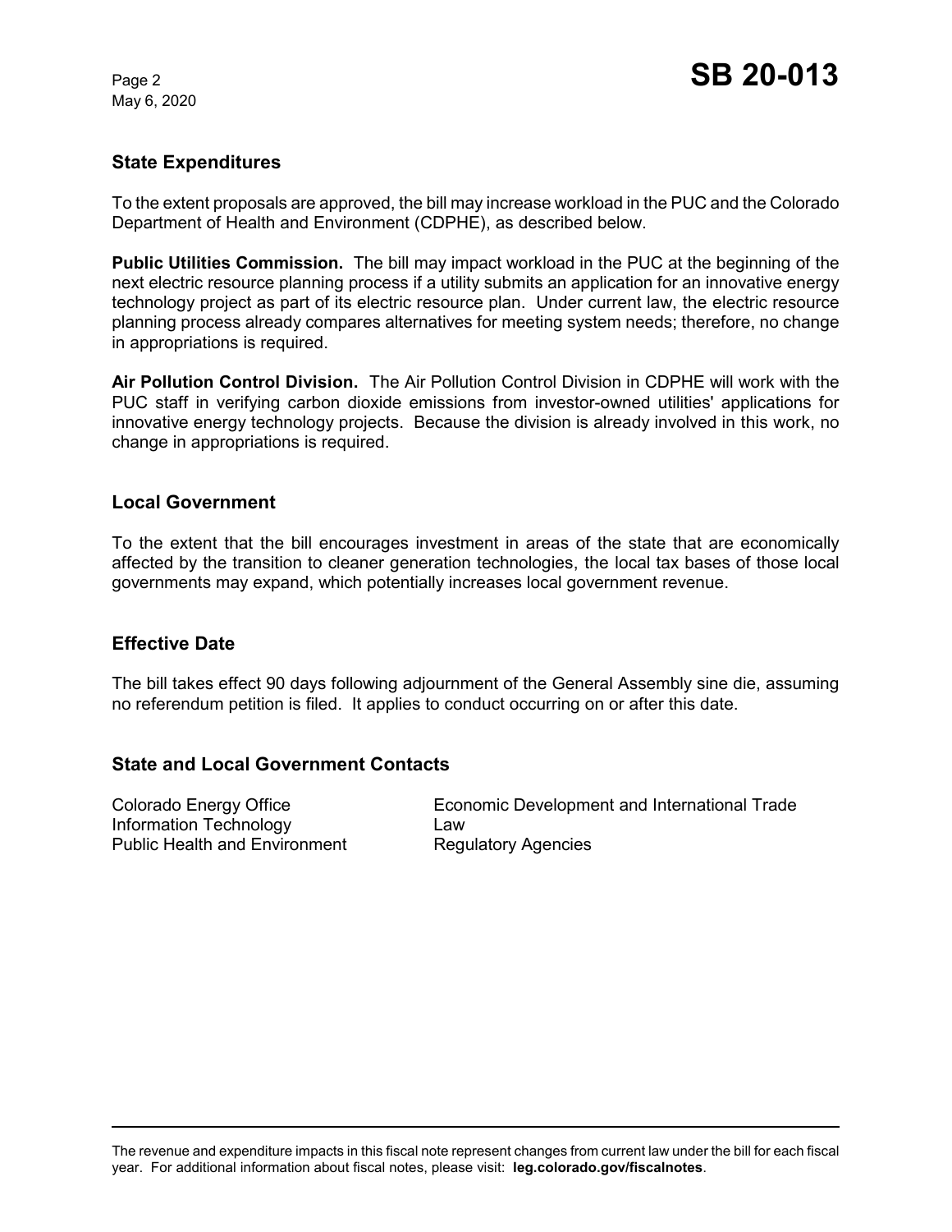## State Expenditures

To the extent proposals are approved, the bill may increase workload in the PUC and the Colorado Department of Health and Environment (CDPHE), as described below.

**Public Utilities Commission.** The bill may impact workload in the PUC at the beginning of the next electric resource planning process if a utility submits an application for an innovative energy technology project as part of its electric resource plan. Under current law, the electric resource planning process already compares alternatives for meeting system needs; therefore, no change in appropriations is required.

**Air Pollution Control Division.** The Air Pollution Control Division in CDPHE will work with the PUC staff in verifying carbon dioxide emissions from investor-owned utilities' applications for innovative energy technology projects. Because the division is already involved in this work, no change in appropriations is required.

## Local Government

To the extent that the bill encourages investment in areas of the state that are economically affected by the transition to cleaner generation technologies, the local tax bases of those local governments may expand, which potentially increases local government revenue.

## Effective Date

The bill takes effect 90 days following adjournment of the General Assembly sine die, assuming no referendum petition is filed. It applies to conduct occurring on or after this date.

## State and Local Government Contacts

| | |
|---|---|
| Colorado Energy Office | Economic Development and International Trade |
| Information Technology | Law |
| Public Health and Environment | Regulatory Agencies |

The revenue and expenditure impacts in this fiscal note represent changes from current law under the bill for each fiscal year. For additional information about fiscal notes, please visit: **leg.colorado.gov/fiscalnotes**.